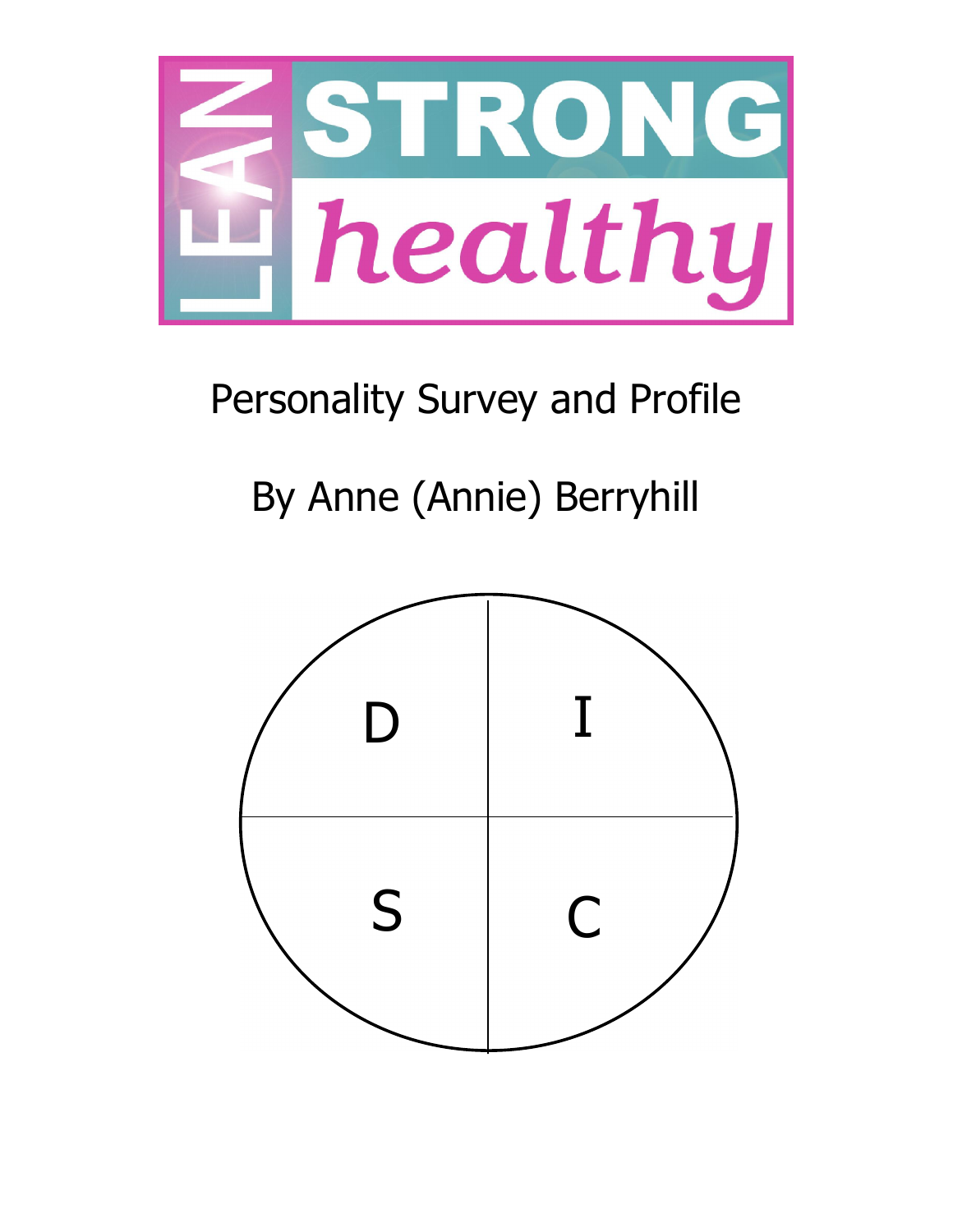# LEAN STRONG healthy

Personality Survey and Profile

By Anne (Annie) Berryhill

| D | I |
|---|---|
| S | C |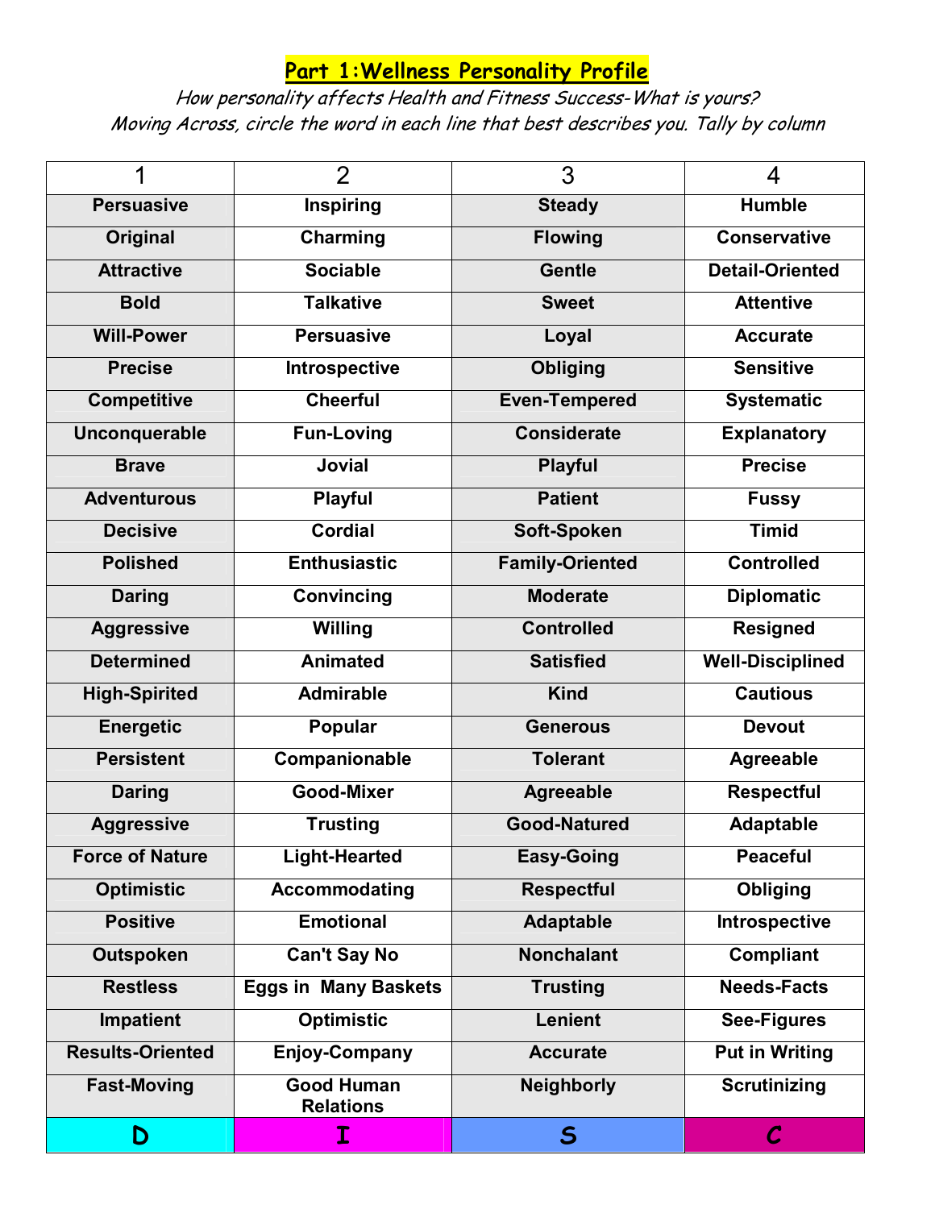# Part 1: Wellness Personality Profile

*How personality affects Health and Fitness Success-What is yours?*
*Moving Across, circle the word in each line that best describes you. Tally by column*

| 1 | 2 | 3 | 4 |
|---|---|---|---|
| **Persuasive** | **Inspiring** | **Steady** | **Humble** |
| **Original** | **Charming** | **Flowing** | **Conservative** |
| **Attractive** | **Sociable** | **Gentle** | **Detail-Oriented** |
| **Bold** | **Talkative** | **Sweet** | **Attentive** |
| **Will-Power** | **Persuasive** | **Loyal** | **Accurate** |
| **Precise** | **Introspective** | **Obliging** | **Sensitive** |
| **Competitive** | **Cheerful** | **Even-Tempered** | **Systematic** |
| **Unconquerable** | **Fun-Loving** | **Considerate** | **Explanatory** |
| **Brave** | **Jovial** | **Playful** | **Precise** |
| **Adventurous** | **Playful** | **Patient** | **Fussy** |
| **Decisive** | **Cordial** | **Soft-Spoken** | **Timid** |
| **Polished** | **Enthusiastic** | **Family-Oriented** | **Controlled** |
| **Daring** | **Convincing** | **Moderate** | **Diplomatic** |
| **Aggressive** | **Willing** | **Controlled** | **Resigned** |
| **Determined** | **Animated** | **Satisfied** | **Well-Disciplined** |
| **High-Spirited** | **Admirable** | **Kind** | **Cautious** |
| **Energetic** | **Popular** | **Generous** | **Devout** |
| **Persistent** | **Companionable** | **Tolerant** | **Agreeable** |
| **Daring** | **Good-Mixer** | **Agreeable** | **Respectful** |
| **Aggressive** | **Trusting** | **Good-Natured** | **Adaptable** |
| **Force of Nature** | **Light-Hearted** | **Easy-Going** | **Peaceful** |
| **Optimistic** | **Accommodating** | **Respectful** | **Obliging** |
| **Positive** | **Emotional** | **Adaptable** | **Introspective** |
| **Outspoken** | **Can't Say No** | **Nonchalant** | **Compliant** |
| **Restless** | **Eggs in Many Baskets** | **Trusting** | **Needs-Facts** |
| **Impatient** | **Optimistic** | **Lenient** | **See-Figures** |
| **Results-Oriented** | **Enjoy-Company** | **Accurate** | **Put in Writing** |
| **Fast-Moving** | **Good Human Relations** | **Neighborly** | **Scrutinizing** |
| **D** | **I** | **S** | **C** |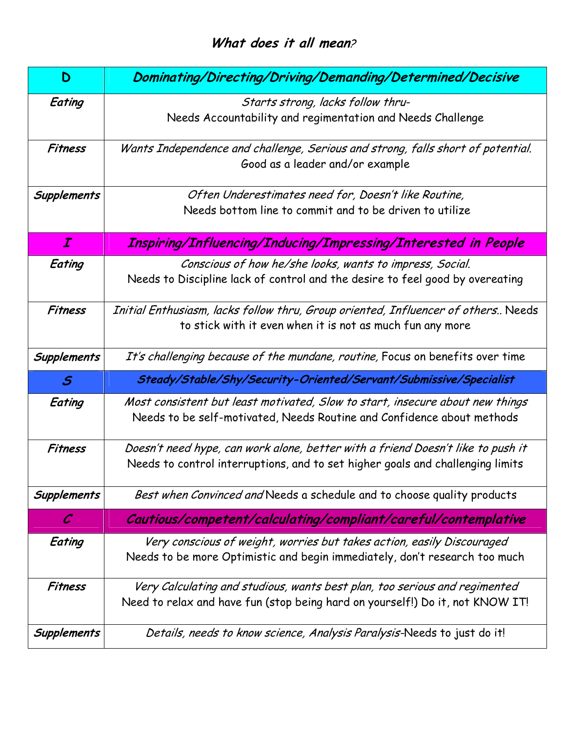## *What does it all mean?*

| | |
|---|---|
| **D** | ***Dominating/Directing/Driving/Demanding/Determined/Decisive*** |
| ***Eating*** | *Starts strong, lacks follow thru-* Needs Accountability and regimentation and Needs Challenge |
| ***Fitness*** | *Wants Independence and challenge, Serious and strong, falls short of potential.* Good as a leader and/or example |
| ***Supplements*** | *Often Underestimates need for, Doesn't like Routine,* Needs bottom line to commit and to be driven to utilize |
| ***I*** | ***Inspiring/Influencing/Inducing/Impressing/Interested in People*** |
| ***Eating*** | *Conscious of how he/she looks, wants to impress, Social.* Needs to Discipline lack of control and the desire to feel good by overeating |
| ***Fitness*** | *Initial Enthusiasm, lacks follow thru, Group oriented, Influencer of others..* Needs to stick with it even when it is not as much fun any more |
| ***Supplements*** | *It's challenging because of the mundane, routine,* Focus on benefits over time |
| ***S*** | ***Steady/Stable/Shy/Security-Oriented/Servant/Submissive/Specialist*** |
| ***Eating*** | *Most consistent but least motivated, Slow to start, insecure about new things* Needs to be self-motivated, Needs Routine and Confidence about methods |
| ***Fitness*** | *Doesn't need hype, can work alone, better with a friend Doesn't like to push it* Needs to control interruptions, and to set higher goals and challenging limits |
| ***Supplements*** | *Best when Convinced and* Needs a schedule and to choose quality products |
| ***C*** | ***Cautious/competent/calculating/compliant/careful/contemplative*** |
| ***Eating*** | *Very conscious of weight, worries but takes action, easily Discouraged* Needs to be more Optimistic and begin immediately, don't research too much |
| ***Fitness*** | *Very Calculating and studious, wants best plan, too serious and regimented* Need to relax and have fun (stop being hard on yourself!) Do it, not KNOW IT! |
| ***Supplements*** | *Details, needs to know science, Analysis Paralysis-*Needs to just do it! |